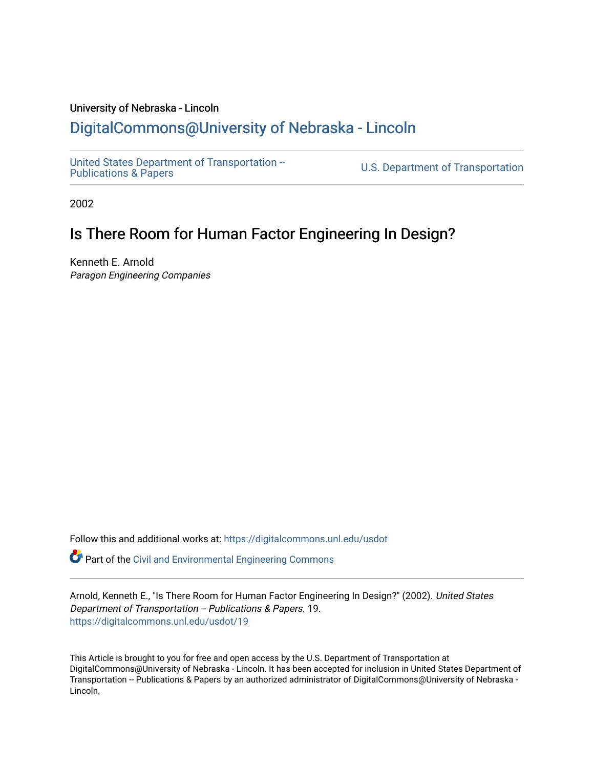University of Nebraska - Lincoln

## DigitalCommons@University of Nebraska - Lincoln

United States Department of Transportation -- Publications & Papers

U.S. Department of Transportation

2002

# Is There Room for Human Factor Engineering In Design?

Kenneth E. Arnold
*Paragon Engineering Companies*

Follow this and additional works at: https://digitalcommons.unl.edu/usdot

Part of the Civil and Environmental Engineering Commons

Arnold, Kenneth E., "Is There Room for Human Factor Engineering In Design?" (2002). *United States Department of Transportation -- Publications & Papers*. 19.
https://digitalcommons.unl.edu/usdot/19

This Article is brought to you for free and open access by the U.S. Department of Transportation at DigitalCommons@University of Nebraska - Lincoln. It has been accepted for inclusion in United States Department of Transportation -- Publications & Papers by an authorized administrator of DigitalCommons@University of Nebraska - Lincoln.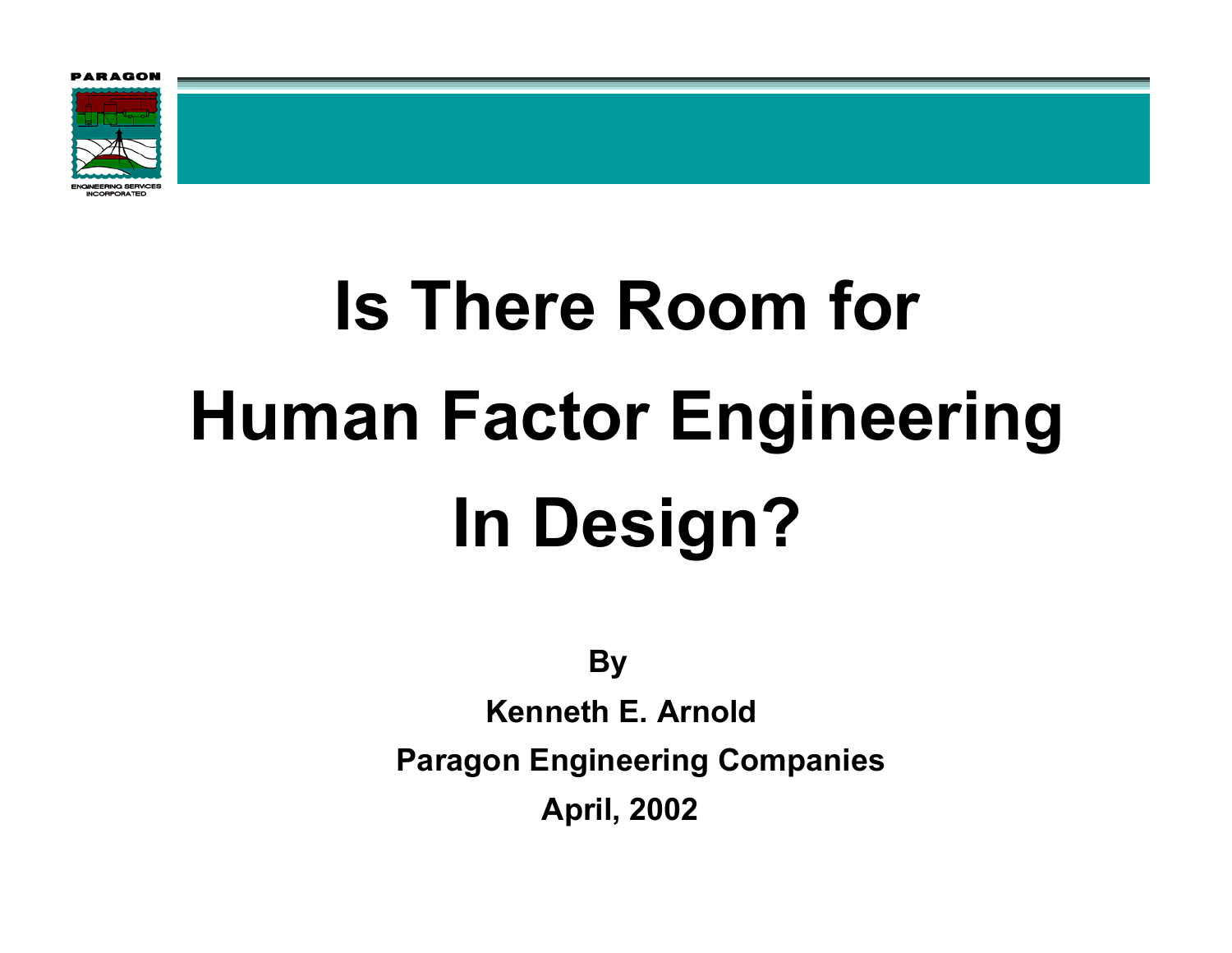# Is There Room for Human Factor Engineering In Design?

**By**

**Kenneth E. Arnold**

**Paragon Engineering Companies**

**April, 2002**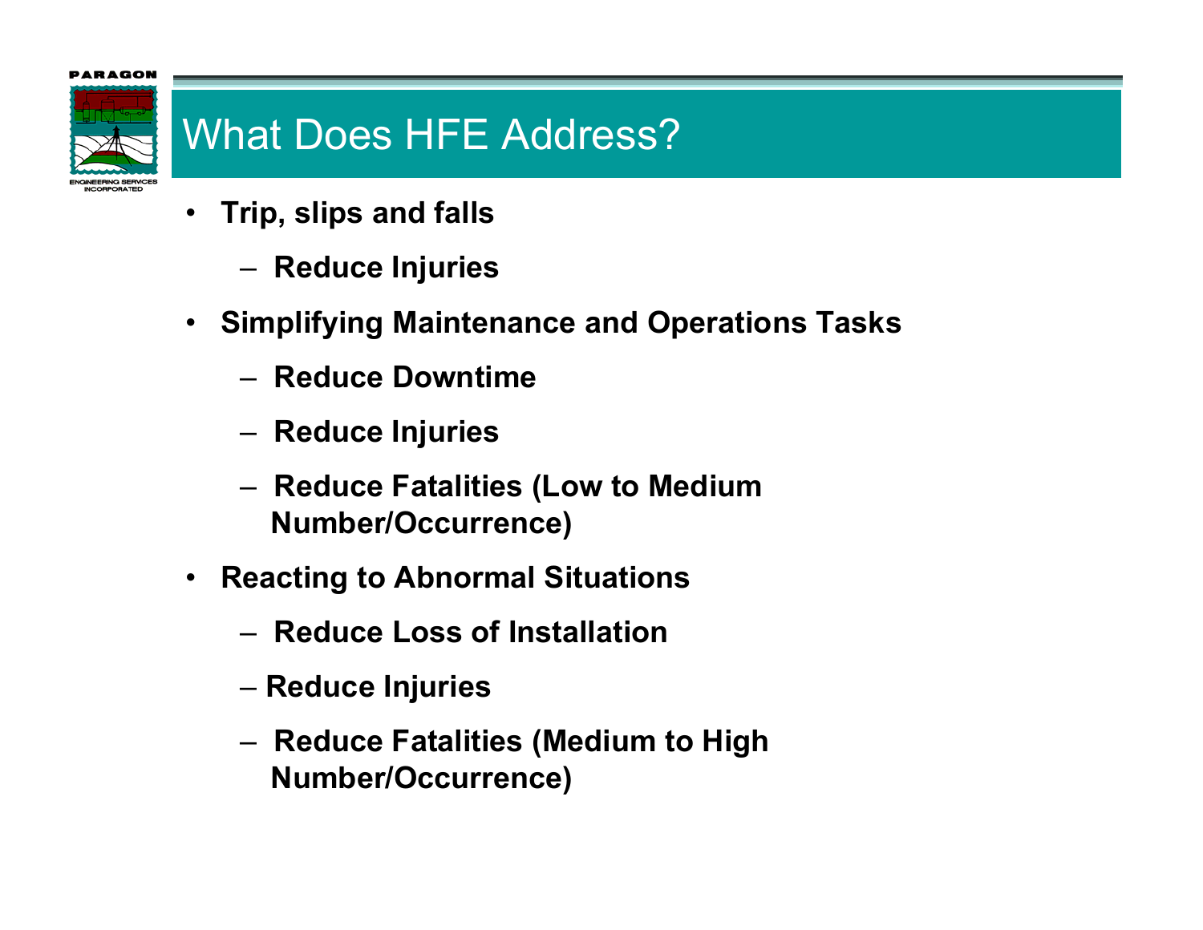# What Does HFE Address?

- **Trip, slips and falls**
  - **Reduce Injuries**
- **Simplifying Maintenance and Operations Tasks**
  - **Reduce Downtime**
  - **Reduce Injuries**
  - **Reduce Fatalities (Low to Medium Number/Occurrence)**
- **Reacting to Abnormal Situations**
  - **Reduce Loss of Installation**
  - **Reduce Injuries**
  - **Reduce Fatalities (Medium to High Number/Occurrence)**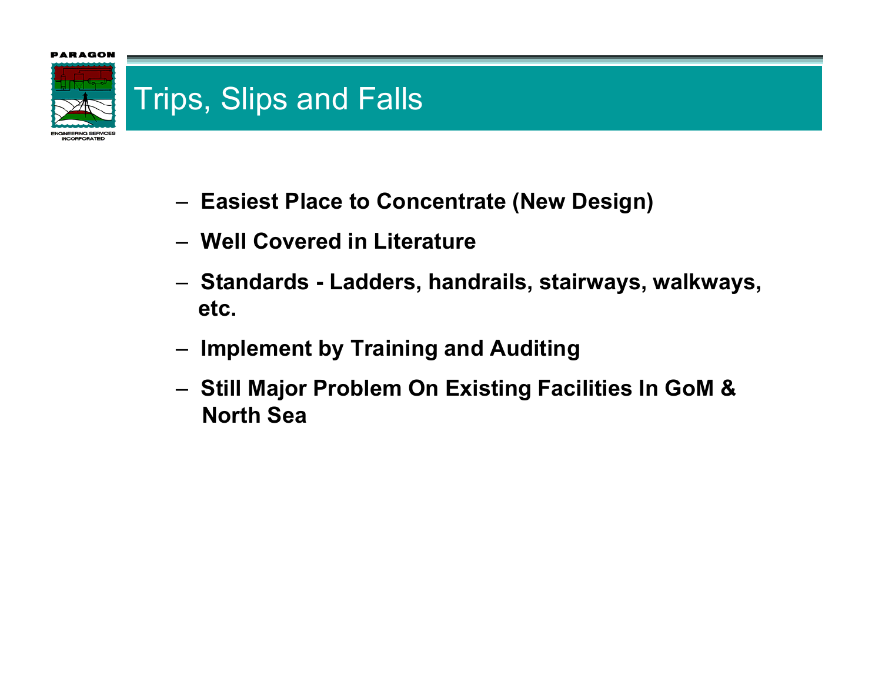# Trips, Slips and Falls

- **Easiest Place to Concentrate (New Design)**
- **Well Covered in Literature**
- **Standards - Ladders, handrails, stairways, walkways, etc.**
- **Implement by Training and Auditing**
- **Still Major Problem On Existing Facilities In GoM & North Sea**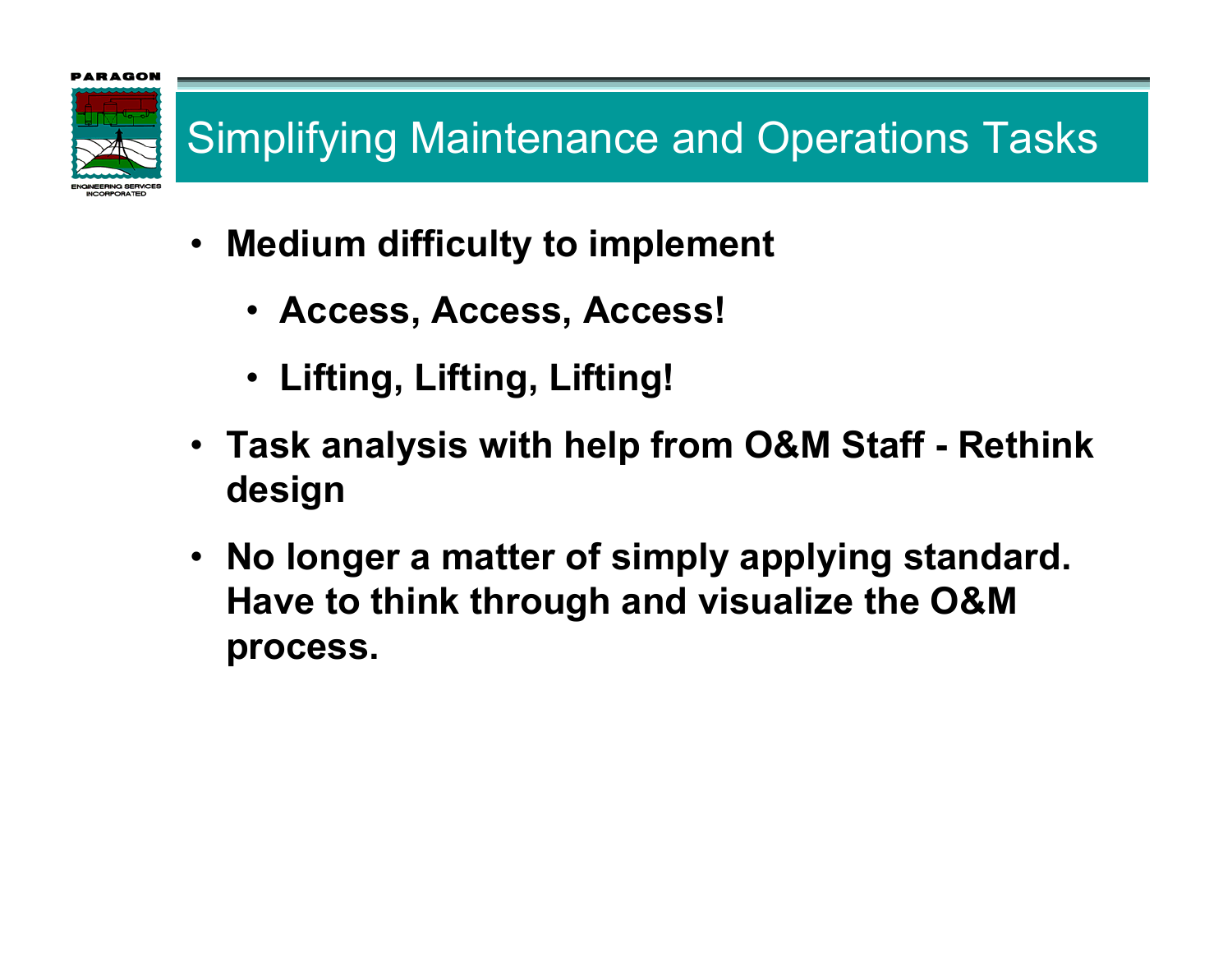# Simplifying Maintenance and Operations Tasks

- **Medium difficulty to implement**
  - **Access, Access, Access!**
  - **Lifting, Lifting, Lifting!**
- **Task analysis with help from O&M Staff - Rethink design**
- **No longer a matter of simply applying standard. Have to think through and visualize the O&M process.**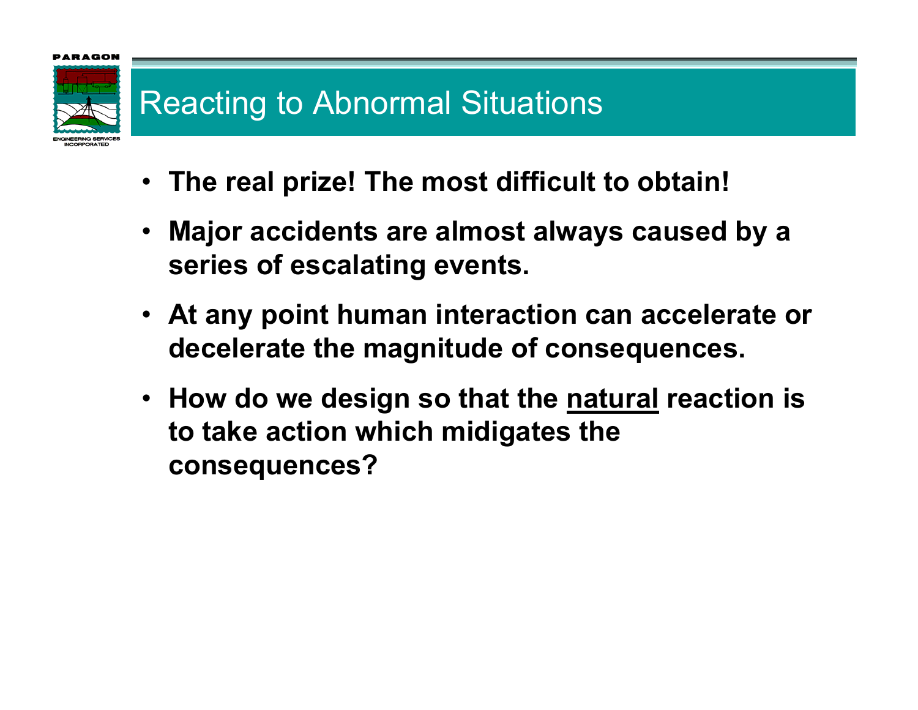# Reacting to Abnormal Situations

- **The real prize! The most difficult to obtain!**
- **Major accidents are almost always caused by a series of escalating events.**
- **At any point human interaction can accelerate or decelerate the magnitude of consequences.**
- **How do we design so that the <u>natural</u> reaction is to take action which midigates the consequences?**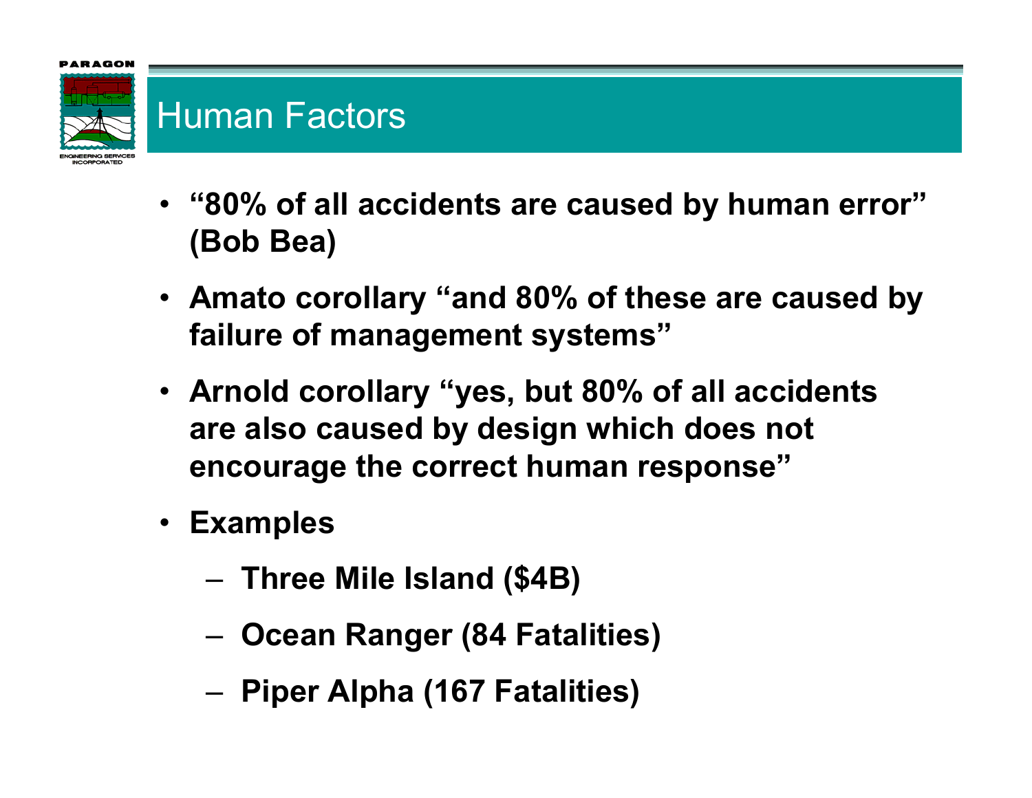# Human Factors

- **"80% of all accidents are caused by human error" (Bob Bea)**
- **Amato corollary "and 80% of these are caused by failure of management systems"**
- **Arnold corollary "yes, but 80% of all accidents are also caused by design which does not encourage the correct human response"**
- **Examples**
  - **Three Mile Island ($4B)**
  - **Ocean Ranger (84 Fatalities)**
  - **Piper Alpha (167 Fatalities)**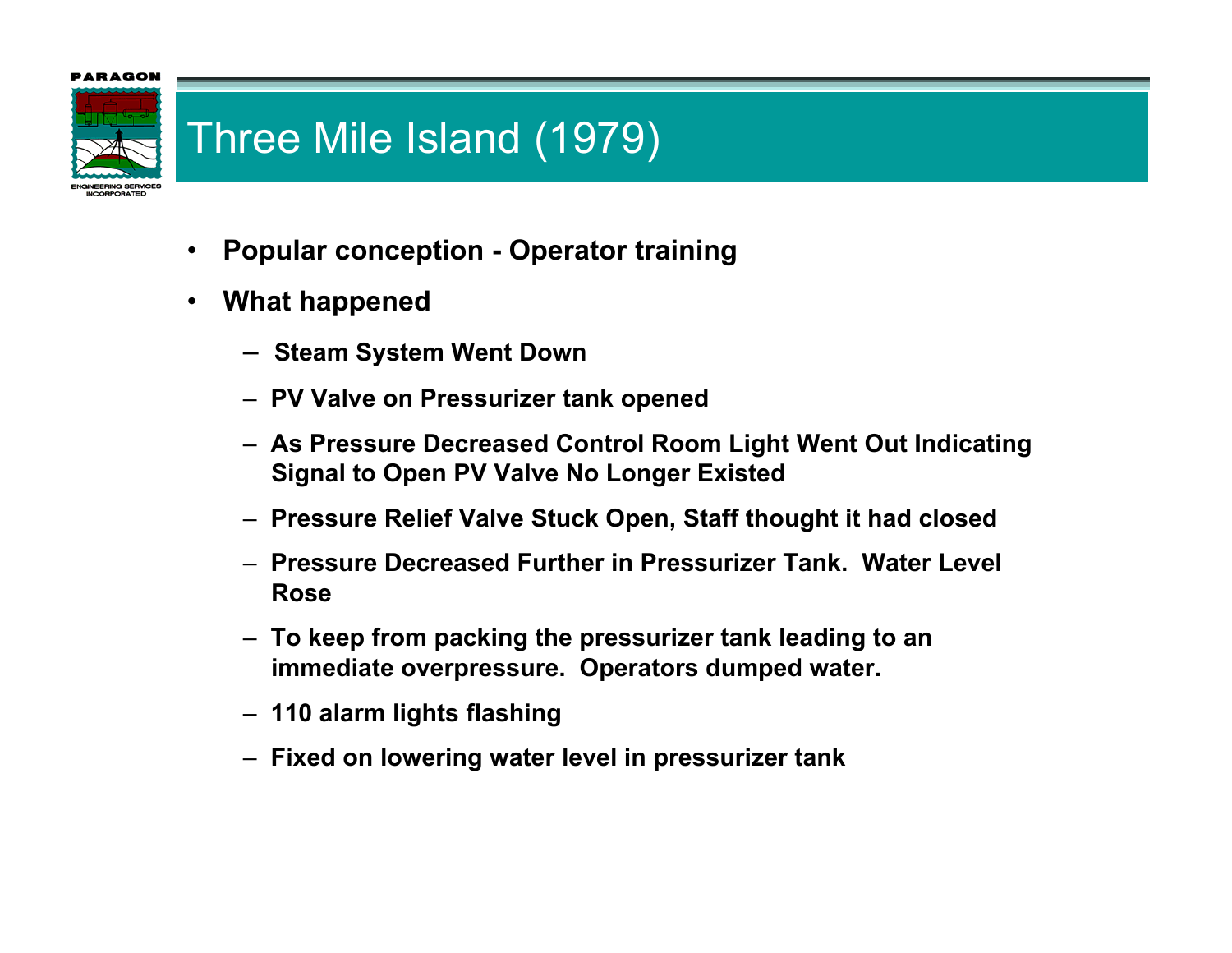# Three Mile Island (1979)

- **Popular conception - Operator training**
- **What happened**
  - **Steam System Went Down**
  - **PV Valve on Pressurizer tank opened**
  - **As Pressure Decreased Control Room Light Went Out Indicating Signal to Open PV Valve No Longer Existed**
  - **Pressure Relief Valve Stuck Open, Staff thought it had closed**
  - **Pressure Decreased Further in Pressurizer Tank. Water Level Rose**
  - **To keep from packing the pressurizer tank leading to an immediate overpressure. Operators dumped water.**
  - **110 alarm lights flashing**
  - **Fixed on lowering water level in pressurizer tank**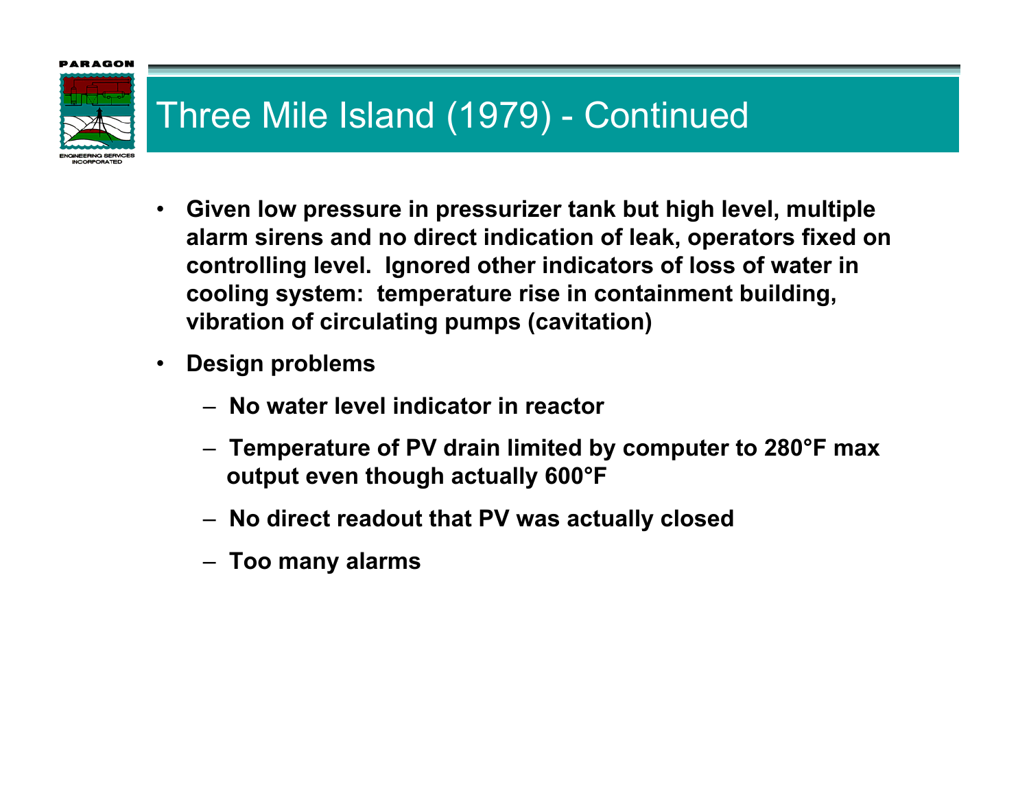# Three Mile Island (1979) - Continued

- **Given low pressure in pressurizer tank but high level, multiple alarm sirens and no direct indication of leak, operators fixed on controlling level. Ignored other indicators of loss of water in cooling system: temperature rise in containment building, vibration of circulating pumps (cavitation)**
- **Design problems**
  - **No water level indicator in reactor**
  - **Temperature of PV drain limited by computer to 280°F max output even though actually 600°F**
  - **No direct readout that PV was actually closed**
  - **Too many alarms**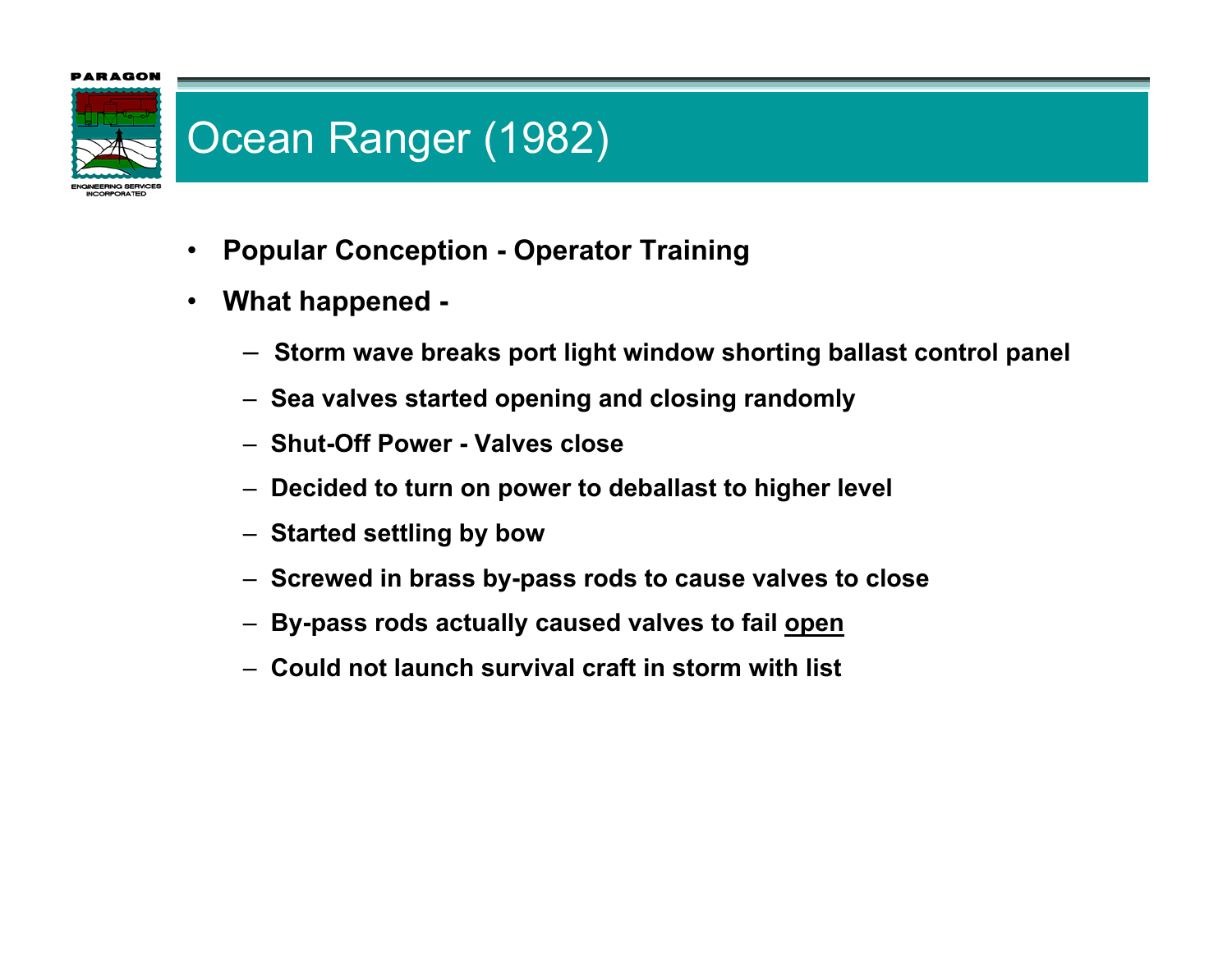# Ocean Ranger (1982)

- **Popular Conception - Operator Training**
- **What happened -**
  - **Storm wave breaks port light window shorting ballast control panel**
  - **Sea valves started opening and closing randomly**
  - **Shut-Off Power - Valves close**
  - **Decided to turn on power to deballast to higher level**
  - **Started settling by bow**
  - **Screwed in brass by-pass rods to cause valves to close**
  - **By-pass rods actually caused valves to fail <u>open</u>**
  - **Could not launch survival craft in storm with list**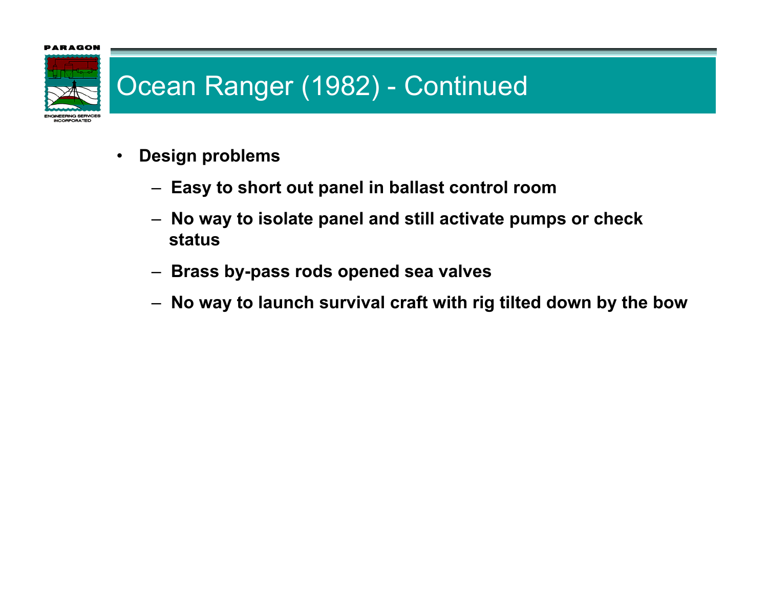# Ocean Ranger (1982) - Continued

- **Design problems**
  - **Easy to short out panel in ballast control room**
  - **No way to isolate panel and still activate pumps or check status**
  - **Brass by-pass rods opened sea valves**
  - **No way to launch survival craft with rig tilted down by the bow**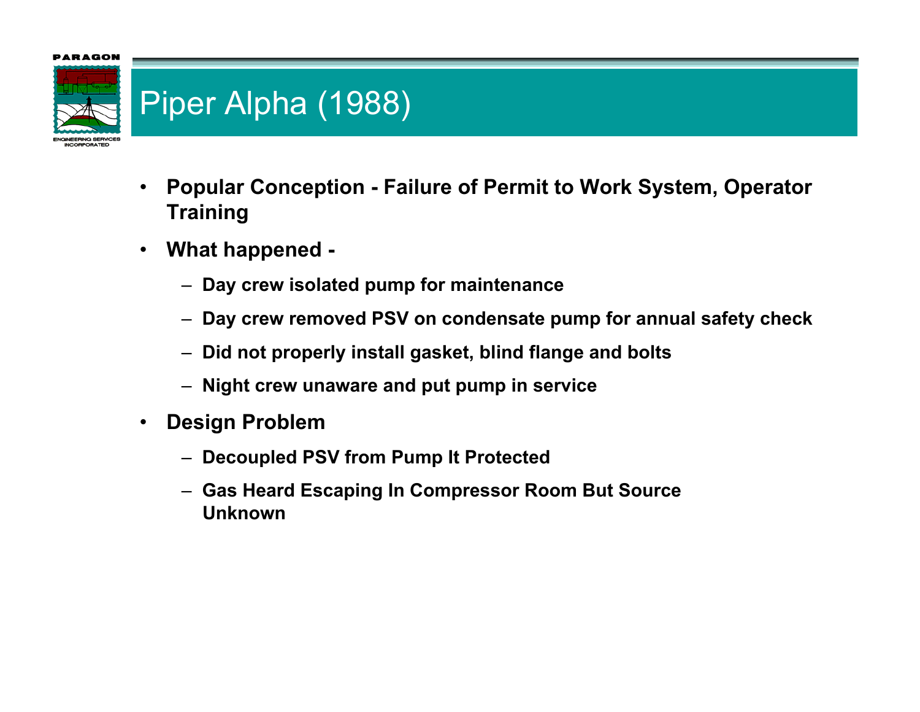# Piper Alpha (1988)

- **Popular Conception - Failure of Permit to Work System, Operator Training**
- **What happened -**
  - **Day crew isolated pump for maintenance**
  - **Day crew removed PSV on condensate pump for annual safety check**
  - **Did not properly install gasket, blind flange and bolts**
  - **Night crew unaware and put pump in service**
- **Design Problem**
  - **Decoupled PSV from Pump It Protected**
  - **Gas Heard Escaping In Compressor Room But Source Unknown**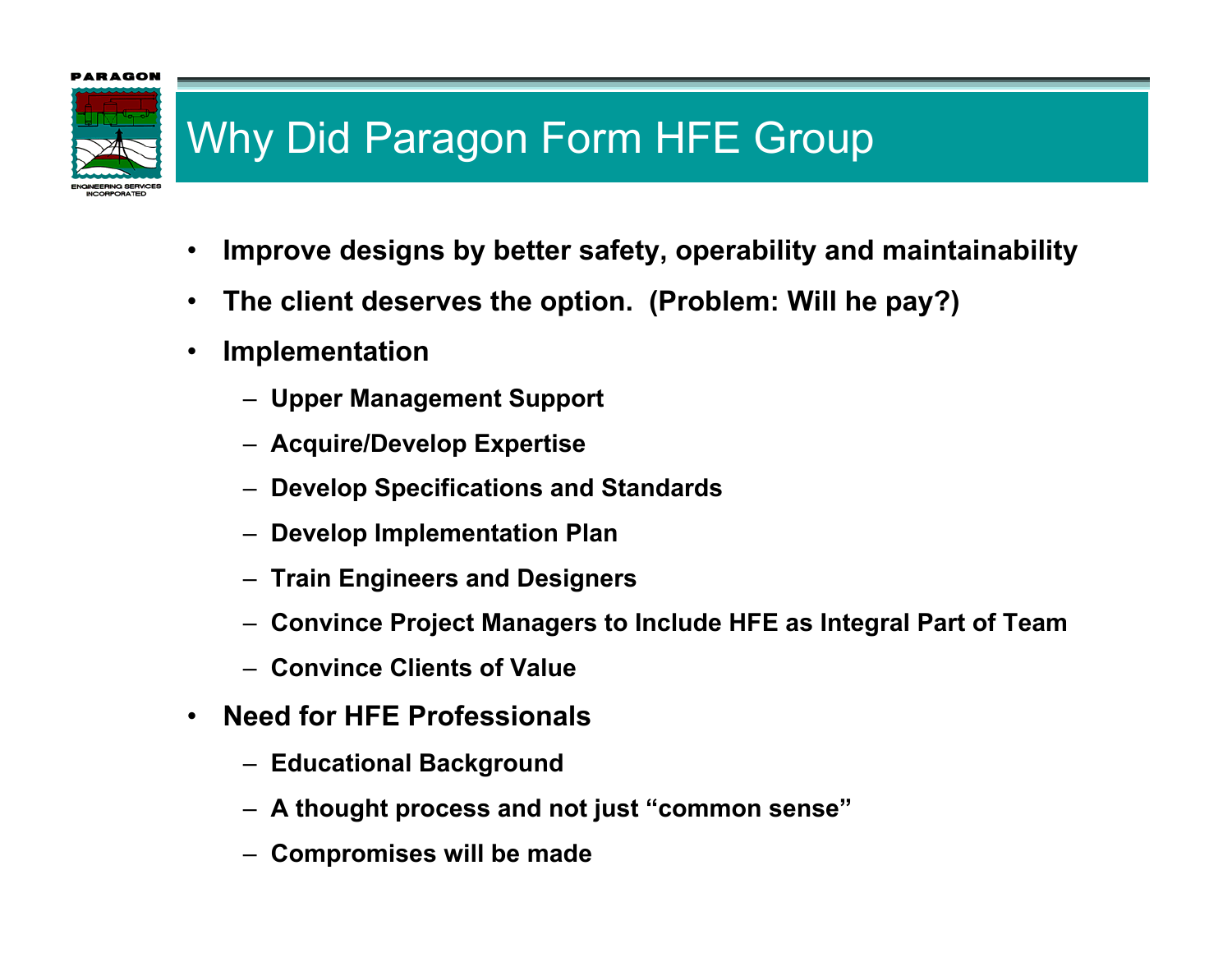# Why Did Paragon Form HFE Group

- **Improve designs by better safety, operability and maintainability**
- **The client deserves the option. (Problem: Will he pay?)**
- **Implementation**
  - **Upper Management Support**
  - **Acquire/Develop Expertise**
  - **Develop Specifications and Standards**
  - **Develop Implementation Plan**
  - **Train Engineers and Designers**
  - **Convince Project Managers to Include HFE as Integral Part of Team**
  - **Convince Clients of Value**
- **Need for HFE Professionals**
  - **Educational Background**
  - **A thought process and not just "common sense"**
  - **Compromises will be made**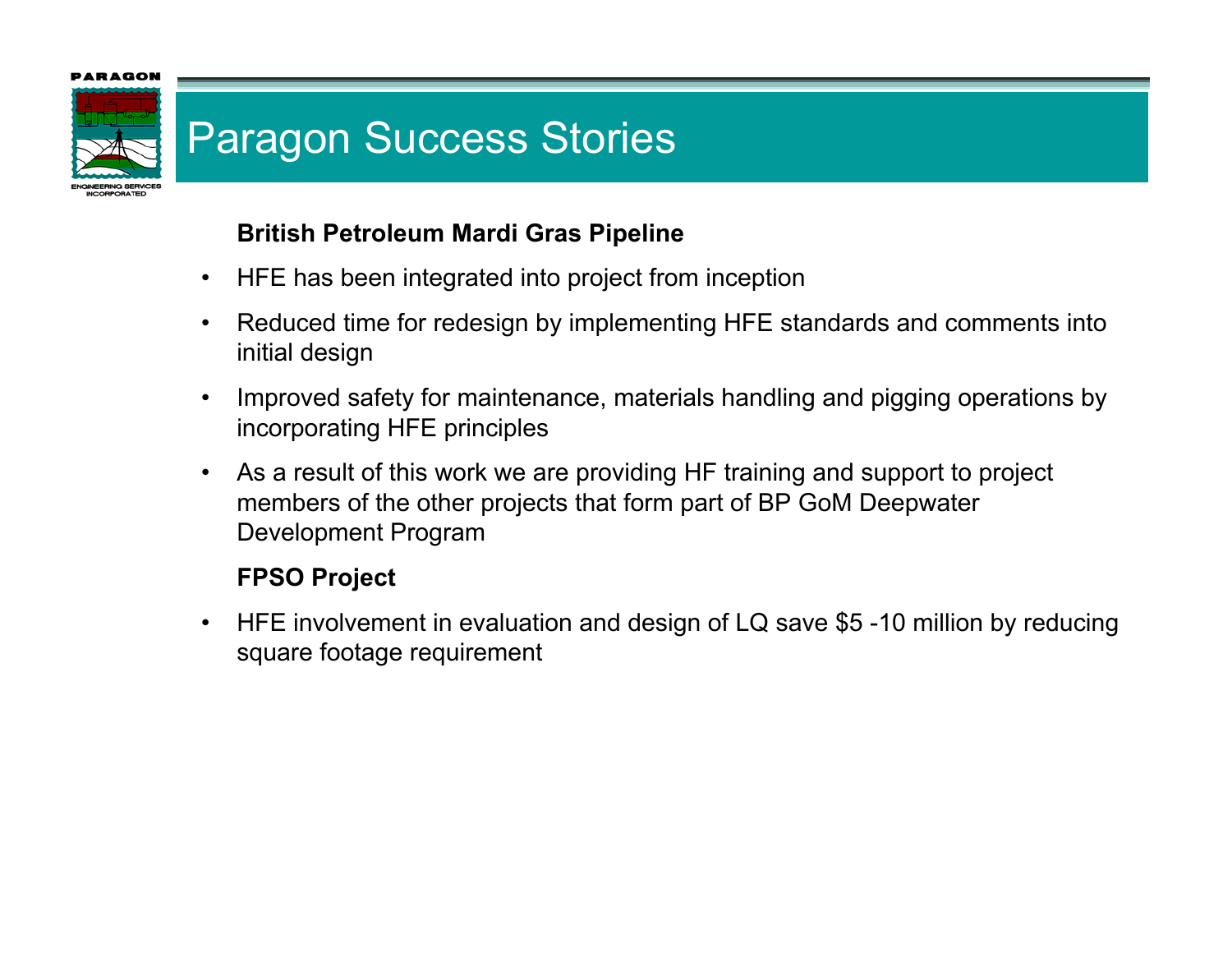# Paragon Success Stories

**British Petroleum Mardi Gras Pipeline**

- HFE has been integrated into project from inception
- Reduced time for redesign by implementing HFE standards and comments into initial design
- Improved safety for maintenance, materials handling and pigging operations by incorporating HFE principles
- As a result of this work we are providing HF training and support to project members of the other projects that form part of BP GoM Deepwater Development Program

**FPSO Project**

- HFE involvement in evaluation and design of LQ save $5 -10 million by reducing square footage requirement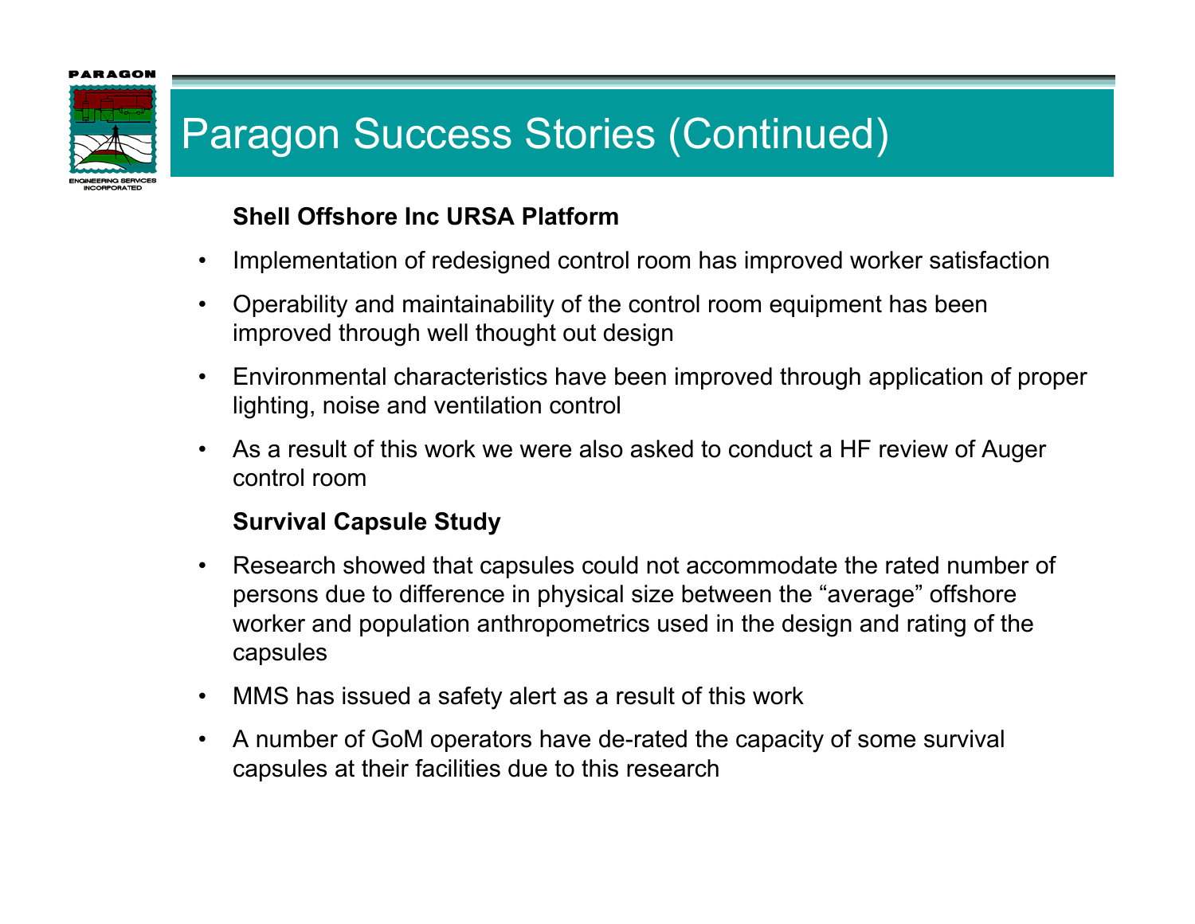# Paragon Success Stories (Continued)

**Shell Offshore Inc URSA Platform**

- Implementation of redesigned control room has improved worker satisfaction
- Operability and maintainability of the control room equipment has been improved through well thought out design
- Environmental characteristics have been improved through application of proper lighting, noise and ventilation control
- As a result of this work we were also asked to conduct a HF review of Auger control room

**Survival Capsule Study**

- Research showed that capsules could not accommodate the rated number of persons due to difference in physical size between the "average" offshore worker and population anthropometrics used in the design and rating of the capsules
- MMS has issued a safety alert as a result of this work
- A number of GoM operators have de-rated the capacity of some survival capsules at their facilities due to this research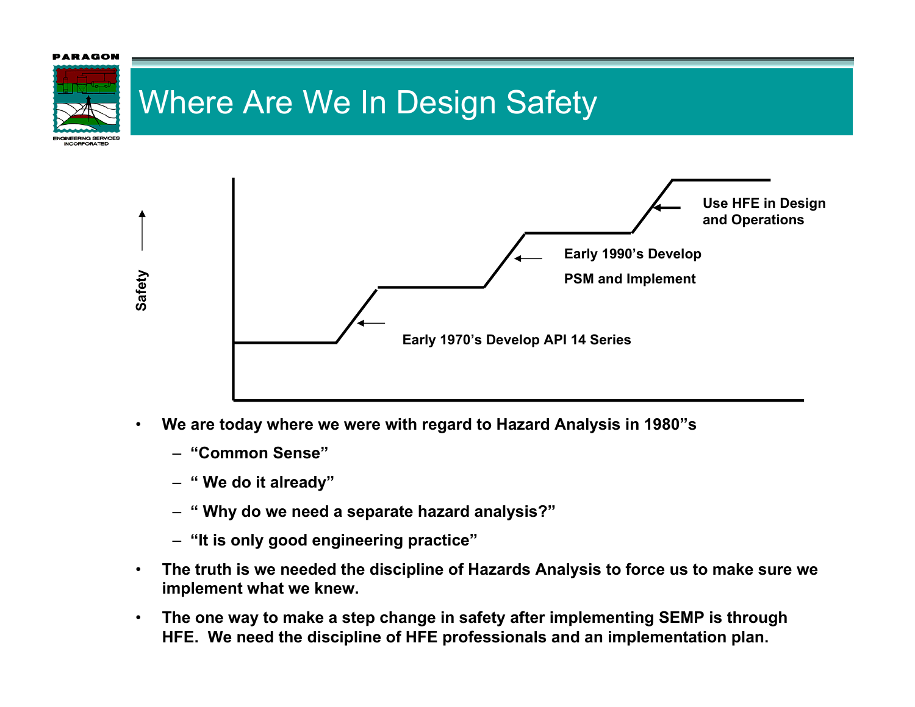# Where Are We In Design Safety

Safety

Early 1970's Develop API 14 Series

Early 1990's Develop

PSM and Implement

Use HFE in Design and Operations

- We are today where we were with regard to Hazard Analysis in 1980"s
  - "Common Sense"
  - " We do it already"
  - " Why do we need a separate hazard analysis?"
  - "It is only good engineering practice"
- The truth is we needed the discipline of Hazards Analysis to force us to make sure we implement what we knew.
- The one way to make a step change in safety after implementing SEMP is through HFE. We need the discipline of HFE professionals and an implementation plan.